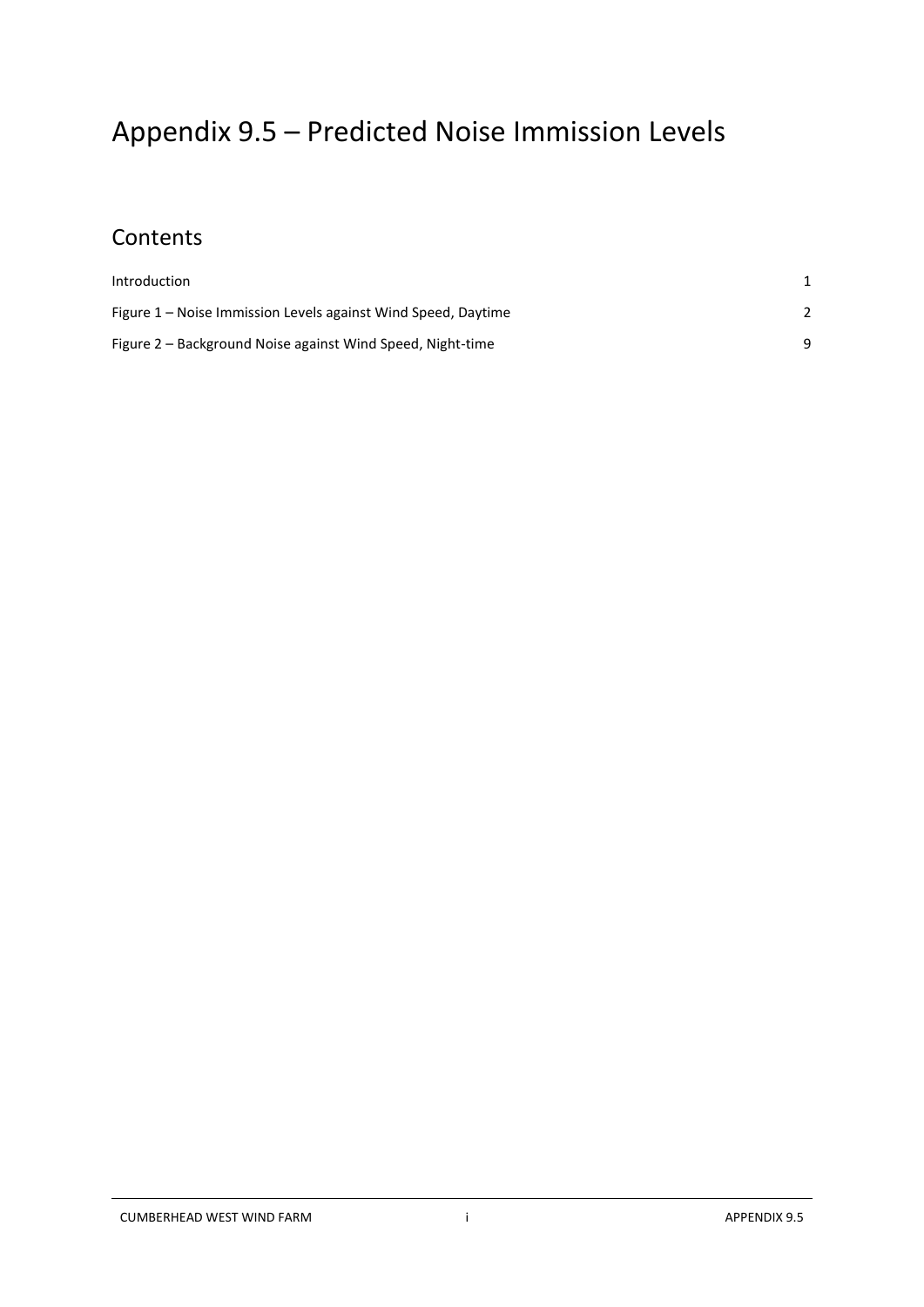# Appendix 9.5 – Predicted Noise Immission Levels

## Contents

| | |
|---|---|
| Introduction | 1 |
| Figure 1 – Noise Immission Levels against Wind Speed, Daytime | 2 |
| Figure 2 – Background Noise against Wind Speed, Night-time | 9 |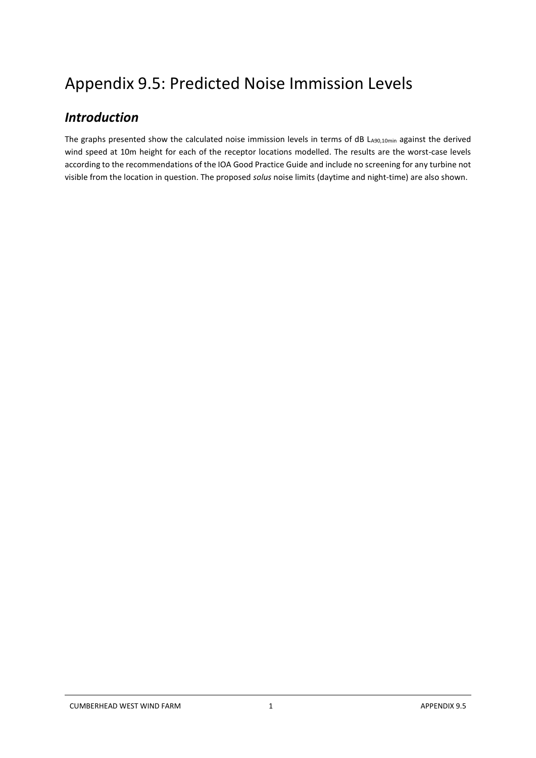# Appendix 9.5: Predicted Noise Immission Levels

## *Introduction*

The graphs presented show the calculated noise immission levels in terms of dB $L_{A90,10min}$ against the derived wind speed at 10m height for each of the receptor locations modelled. The results are the worst-case levels according to the recommendations of the IOA Good Practice Guide and include no screening for any turbine not visible from the location in question. The proposed *solus* noise limits (daytime and night-time) are also shown.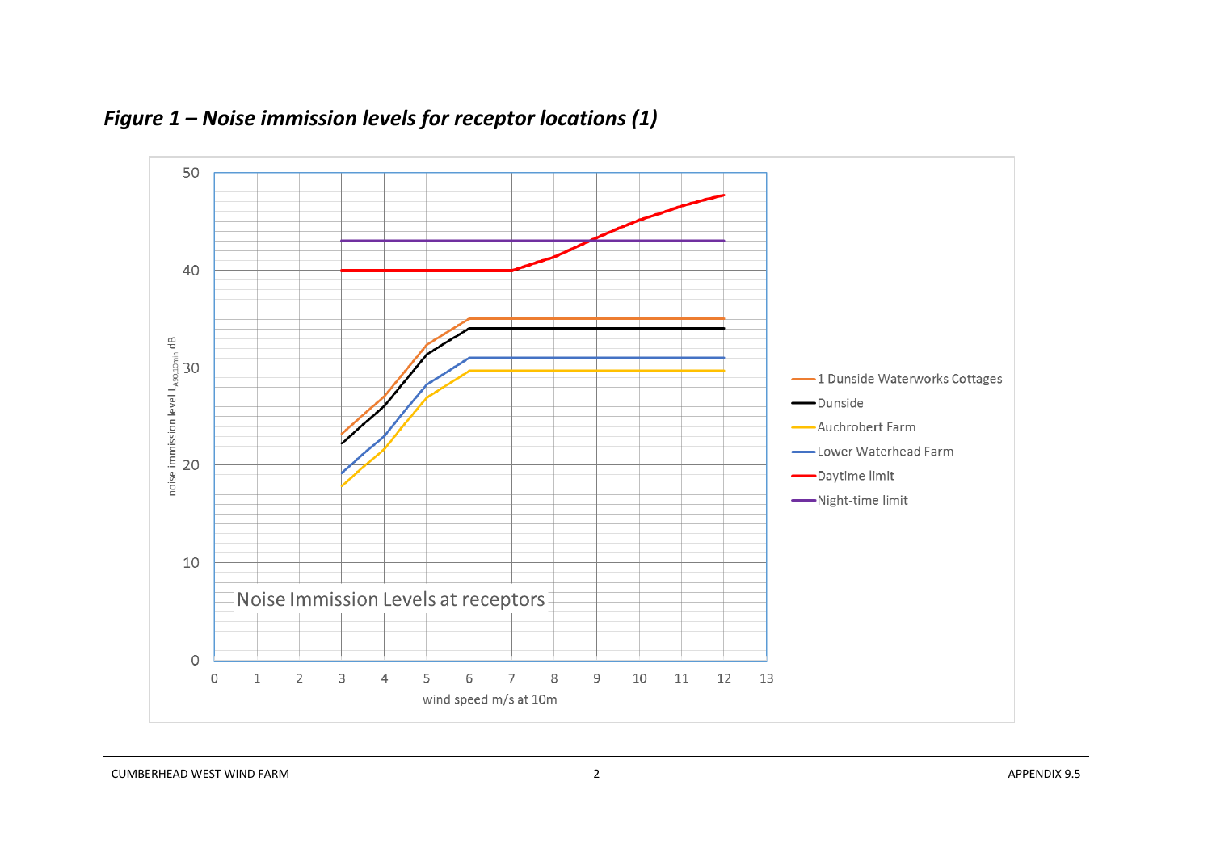*Figure 1 – Noise immission levels for receptor locations (1)*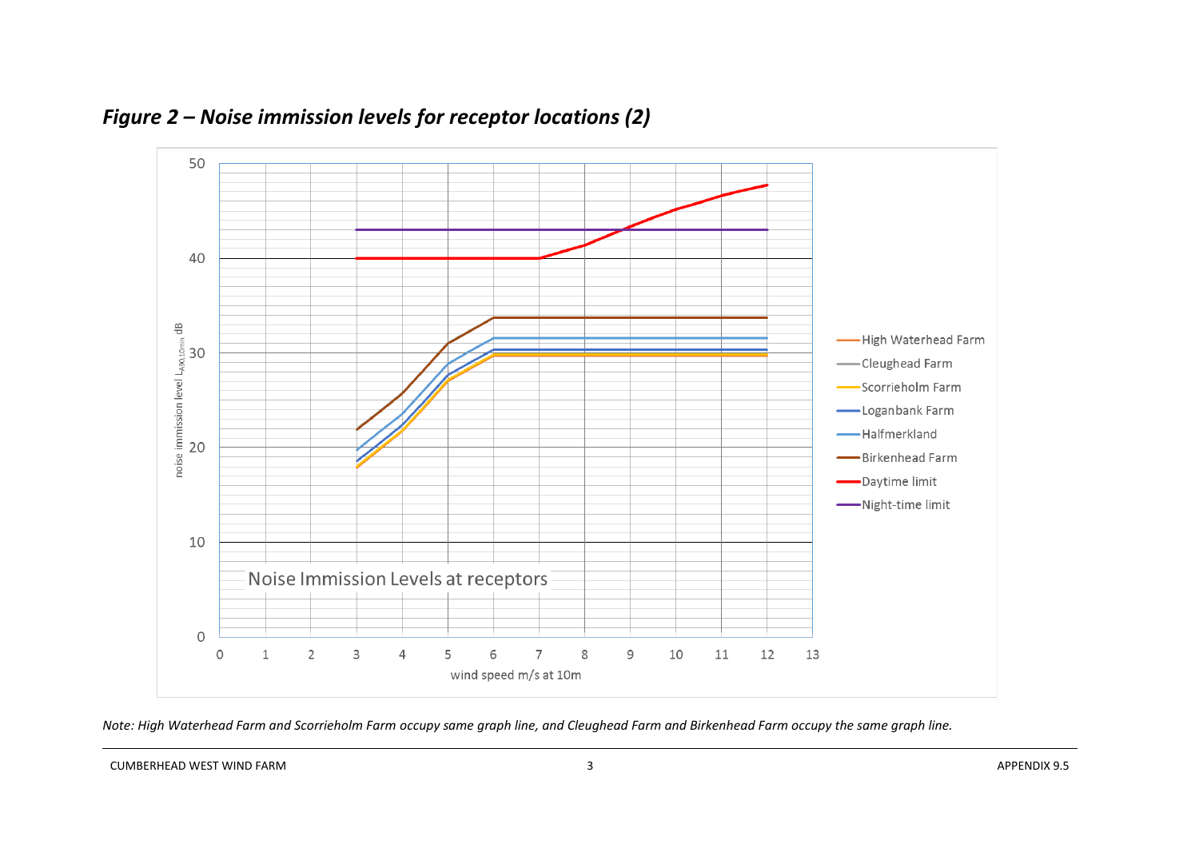*Figure 2 – Noise immission levels for receptor locations (2)*

*Note: High Waterhead Farm and Scorrieholm Farm occupy same graph line, and Cleughead Farm and Birkenhead Farm occupy the same graph line.*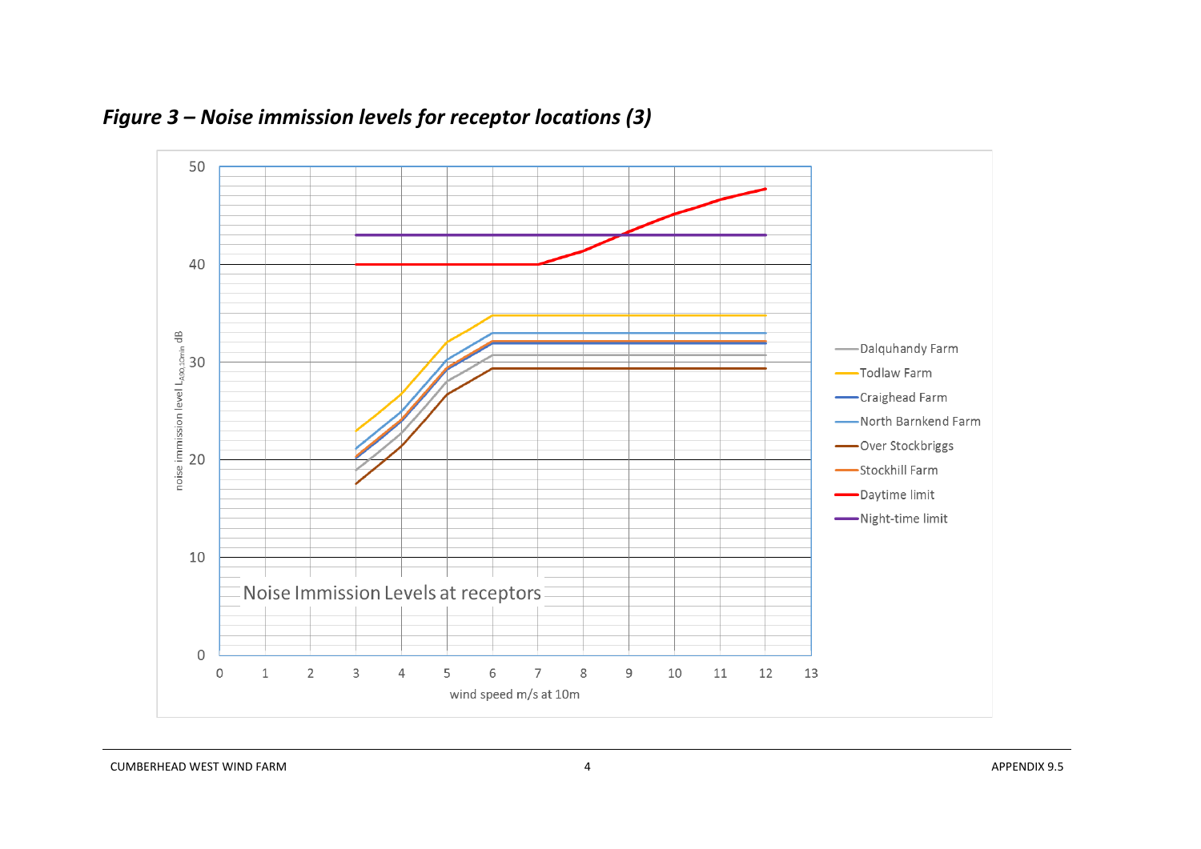*Figure 3 – Noise immission levels for receptor locations (3)*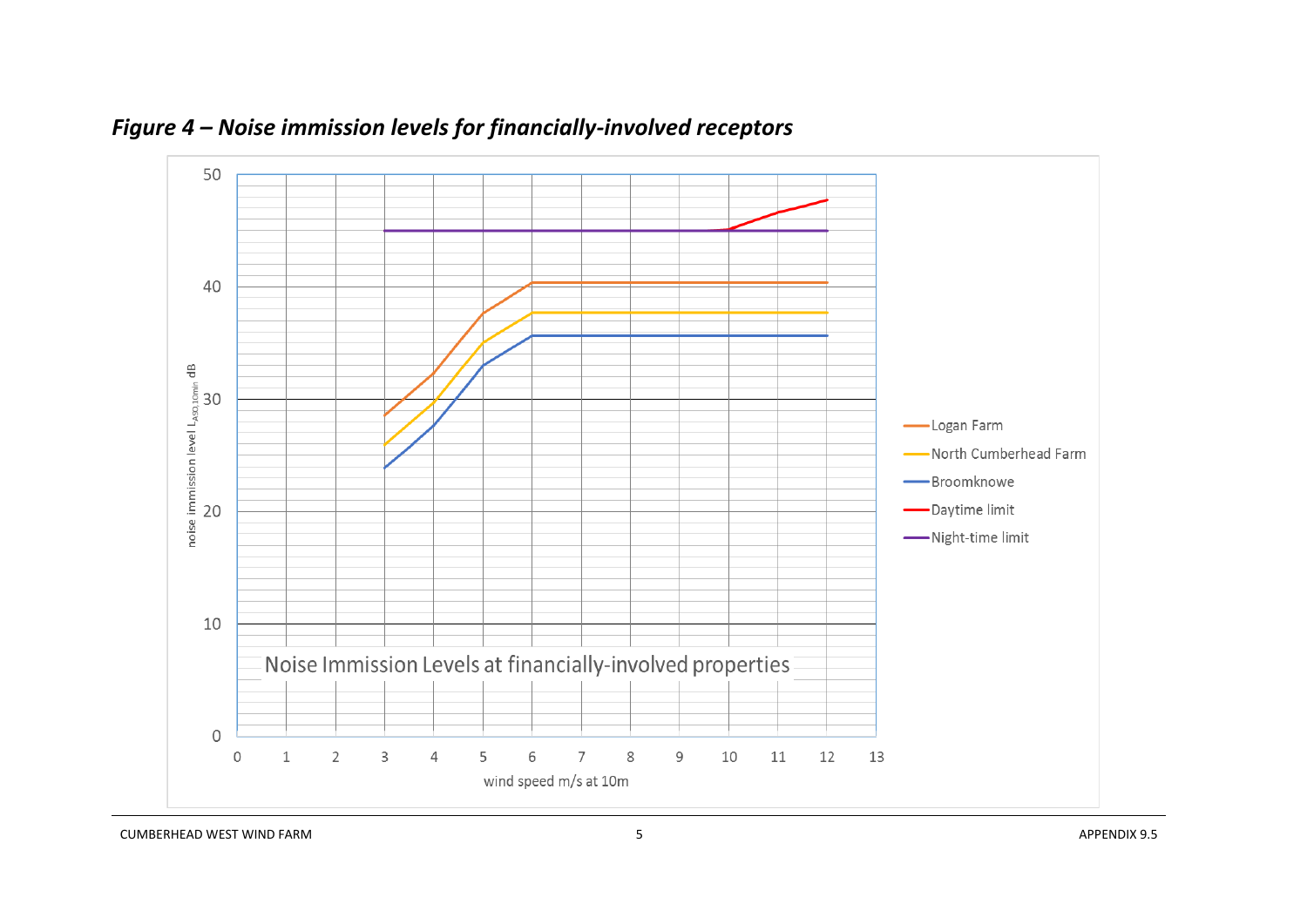*Figure 4 – Noise immission levels for financially-involved receptors*